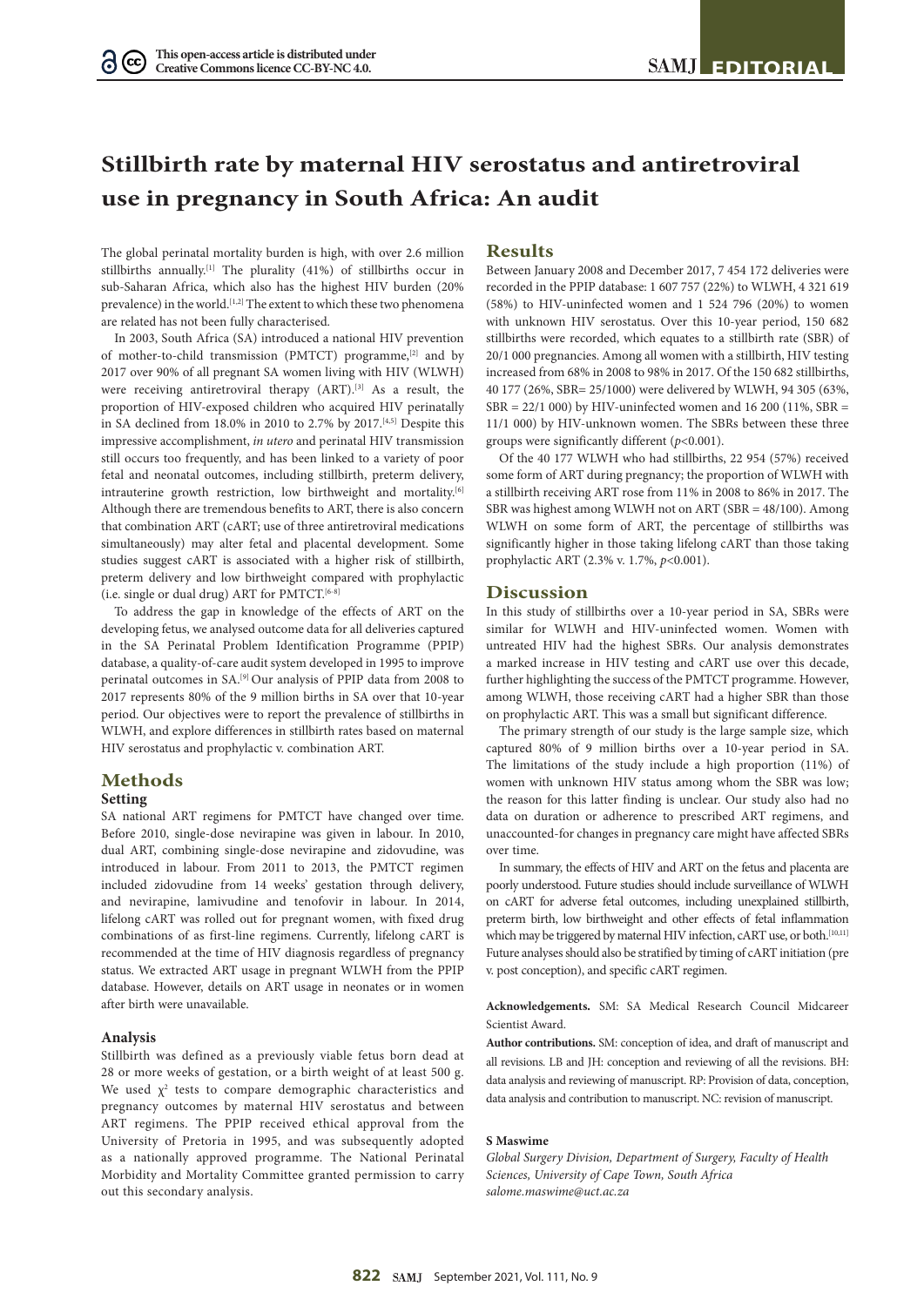# Stillbirth rate by maternal HIV serostatus and antiretroviral use in pregnancy in South Africa: An audit

The global perinatal mortality burden is high, with over 2.6 million stillbirths annually.[1] The plurality (41%) of stillbirths occur in sub-Saharan Africa, which also has the highest HIV burden (20% prevalence) in the world.[1,2] The extent to which these two phenomena are related has not been fully characterised.

In 2003, South Africa (SA) introduced a national HIV prevention of mother-to-child transmission (PMTCT) programme,[2] and by 2017 over 90% of all pregnant SA women living with HIV (WLWH) were receiving antiretroviral therapy (ART).[3] As a result, the proportion of HIV-exposed children who acquired HIV perinatally in SA declined from 18.0% in 2010 to 2.7% by 2017.[4,5] Despite this impressive accomplishment, *in utero* and perinatal HIV transmission still occurs too frequently, and has been linked to a variety of poor fetal and neonatal outcomes, including stillbirth, preterm delivery, intrauterine growth restriction, low birthweight and mortality.[6] Although there are tremendous benefits to ART, there is also concern that combination ART (cART; use of three antiretroviral medications simultaneously) may alter fetal and placental development. Some studies suggest cART is associated with a higher risk of stillbirth, preterm delivery and low birthweight compared with prophylactic (i.e. single or dual drug) ART for PMTCT.[6-8]

To address the gap in knowledge of the effects of ART on the developing fetus, we analysed outcome data for all deliveries captured in the SA Perinatal Problem Identification Programme (PPIP) database, a quality-of-care audit system developed in 1995 to improve perinatal outcomes in SA.[9] Our analysis of PPIP data from 2008 to 2017 represents 80% of the 9 million births in SA over that 10-year period. Our objectives were to report the prevalence of stillbirths in WLWH, and explore differences in stillbirth rates based on maternal HIV serostatus and prophylactic v. combination ART.

## Methods

### Setting

SA national ART regimens for PMTCT have changed over time. Before 2010, single-dose nevirapine was given in labour. In 2010, dual ART, combining single-dose nevirapine and zidovudine, was introduced in labour. From 2011 to 2013, the PMTCT regimen included zidovudine from 14 weeks' gestation through delivery, and nevirapine, lamivudine and tenofovir in labour. In 2014, lifelong cART was rolled out for pregnant women, with fixed drug combinations of as first-line regimens. Currently, lifelong cART is recommended at the time of HIV diagnosis regardless of pregnancy status. We extracted ART usage in pregnant WLWH from the PPIP database. However, details on ART usage in neonates or in women after birth were unavailable.

### Analysis

Stillbirth was defined as a previously viable fetus born dead at 28 or more weeks of gestation, or a birth weight of at least 500 g. We used $\chi^2$ tests to compare demographic characteristics and pregnancy outcomes by maternal HIV serostatus and between ART regimens. The PPIP received ethical approval from the University of Pretoria in 1995, and was subsequently adopted as a nationally approved programme. The National Perinatal Morbidity and Mortality Committee granted permission to carry out this secondary analysis.

## Results

Between January 2008 and December 2017, 7 454 172 deliveries were recorded in the PPIP database: 1 607 757 (22%) to WLWH, 4 321 619 (58%) to HIV-uninfected women and 1 524 796 (20%) to women with unknown HIV serostatus. Over this 10-year period, 150 682 stillbirths were recorded, which equates to a stillbirth rate (SBR) of 20/1 000 pregnancies. Among all women with a stillbirth, HIV testing increased from 68% in 2008 to 98% in 2017. Of the 150 682 stillbirths, 40 177 (26%, SBR= 25/1000) were delivered by WLWH, 94 305 (63%, SBR = 22/1 000) by HIV-uninfected women and 16 200 (11%, SBR = 11/1 000) by HIV-unknown women. The SBRs between these three groups were significantly different ($p$<0.001).

Of the 40 177 WLWH who had stillbirths, 22 954 (57%) received some form of ART during pregnancy; the proportion of WLWH with a stillbirth receiving ART rose from 11% in 2008 to 86% in 2017. The SBR was highest among WLWH not on ART (SBR = 48/100). Among WLWH on some form of ART, the percentage of stillbirths was significantly higher in those taking lifelong cART than those taking prophylactic ART (2.3% v. 1.7%, $p$<0.001).

## Discussion

In this study of stillbirths over a 10-year period in SA, SBRs were similar for WLWH and HIV-uninfected women. Women with untreated HIV had the highest SBRs. Our analysis demonstrates a marked increase in HIV testing and cART use over this decade, further highlighting the success of the PMTCT programme. However, among WLWH, those receiving cART had a higher SBR than those on prophylactic ART. This was a small but significant difference.

The primary strength of our study is the large sample size, which captured 80% of 9 million births over a 10-year period in SA. The limitations of the study include a high proportion (11%) of women with unknown HIV status among whom the SBR was low; the reason for this latter finding is unclear. Our study also had no data on duration or adherence to prescribed ART regimens, and unaccounted-for changes in pregnancy care might have affected SBRs over time.

In summary, the effects of HIV and ART on the fetus and placenta are poorly understood. Future studies should include surveillance of WLWH on cART for adverse fetal outcomes, including unexplained stillbirth, preterm birth, low birthweight and other effects of fetal inflammation which may be triggered by maternal HIV infection, cART use, or both.[10,11] Future analyses should also be stratified by timing of cART initiation (pre v. post conception), and specific cART regimen.

**Acknowledgements.** SM: SA Medical Research Council Midcareer Scientist Award.

**Author contributions.** SM: conception of idea, and draft of manuscript and all revisions. LB and JH: conception and reviewing of all the revisions. BH: data analysis and reviewing of manuscript. RP: Provision of data, conception, data analysis and contribution to manuscript. NC: revision of manuscript.

**S Maswime**
*Global Surgery Division, Department of Surgery, Faculty of Health Sciences, University of Cape Town, South Africa*
*salome.maswime@uct.ac.za*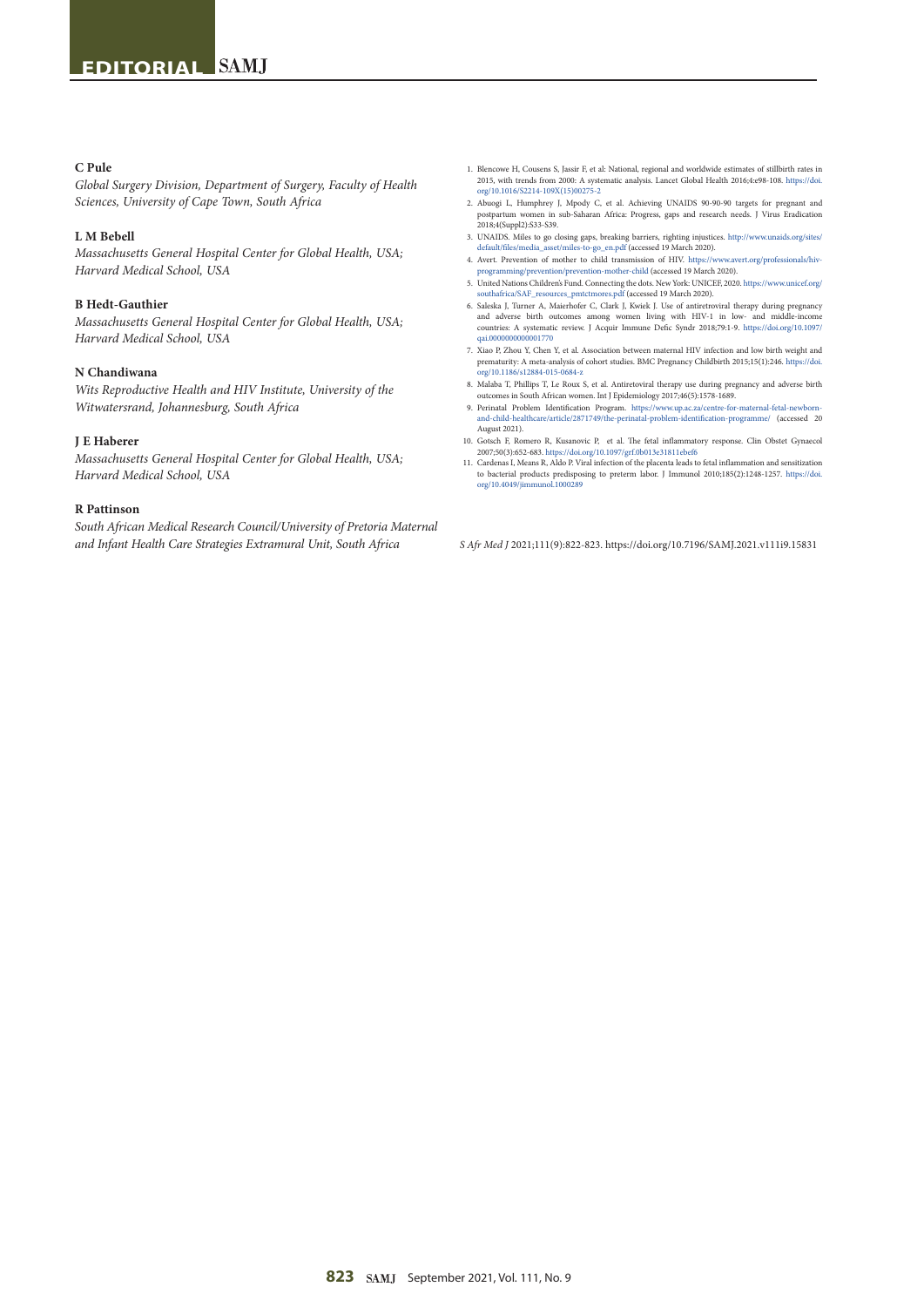**C Pule**

*Global Surgery Division, Department of Surgery, Faculty of Health Sciences, University of Cape Town, South Africa*

**L M Bebell**

*Massachusetts General Hospital Center for Global Health, USA; Harvard Medical School, USA*

**B Hedt-Gauthier**

*Massachusetts General Hospital Center for Global Health, USA; Harvard Medical School, USA*

**N Chandiwana**

*Wits Reproductive Health and HIV Institute, University of the Witwatersrand, Johannesburg, South Africa*

**J E Haberer**

*Massachusetts General Hospital Center for Global Health, USA; Harvard Medical School, USA*

**R Pattinson**

*South African Medical Research Council/University of Pretoria Maternal and Infant Health Care Strategies Extramural Unit, South Africa*

1. Blencowe H, Cousens S, Jassir F, et al: National, regional and worldwide estimates of stillbirth rates in 2015, with trends from 2000: A systematic analysis. Lancet Global Health 2016;4:e98-108. https://doi.org/10.1016/S2214-109X(15)00275-2
2. Abuogi L, Humphrey J, Mpody C, et al. Achieving UNAIDS 90-90-90 targets for pregnant and postpartum women in sub-Saharan Africa: Progress, gaps and research needs. J Virus Eradication 2018;4(Suppl2):S33-S39.
3. UNAIDS. Miles to go closing gaps, breaking barriers, righting injustices. http://www.unaids.org/sites/default/files/media_asset/miles-to-go_en.pdf (accessed 19 March 2020).
4. Avert. Prevention of mother to child transmission of HIV. https://www.avert.org/professionals/hiv-programming/prevention/prevention-mother-child (accessed 19 March 2020).
5. United Nations Children's Fund. Connecting the dots. New York: UNICEF, 2020. https://www.unicef.org/southafrica/SAF_resources_pmtctmores.pdf (accessed 19 March 2020).
6. Saleska J, Turner A, Maierhofer C, Clark J, Kwiek J. Use of antiretroviral therapy during pregnancy and adverse birth outcomes among women living with HIV-1 in low- and middle-income countries: A systematic review. J Acquir Immune Defic Syndr 2018;79:1-9. https://doi.org/10.1097/qai.0000000000001770
7. Xiao P, Zhou Y, Chen Y, et al. Association between maternal HIV infection and low birth weight and prematurity: A meta-analysis of cohort studies. BMC Pregnancy Childbirth 2015;15(1):246. https://doi.org/10.1186/s12884-015-0684-z
8. Malaba T, Phillips T, Le Roux S, et al. Antiretroviral therapy use during pregnancy and adverse birth outcomes in South African women. Int J Epidemiology 2017;46(5):1578-1689.
9. Perinatal Problem Identification Program. https://www.up.ac.za/centre-for-maternal-fetal-newborn-and-child-healthcare/article/2871749/the-perinatal-problem-identification-programme/ (accessed 20 August 2021).
10. Gotsch F, Romero R, Kusanovic P, et al. The fetal inflammatory response. Clin Obstet Gynaecol 2007;50(3):652-683. https://doi.org/10.1097/grf.0b013e31811ebef6
11. Cardenas I, Means R, Aldo P. Viral infection of the placenta leads to fetal inflammation and sensitization to bacterial products predisposing to preterm labor. J Immunol 2010;185(2):1248-1257. https://doi.org/10.4049/jimmunol.1000289

*S Afr Med J* 2021;111(9):822-823. https://doi.org/10.7196/SAMJ.2021.v111i9.15831